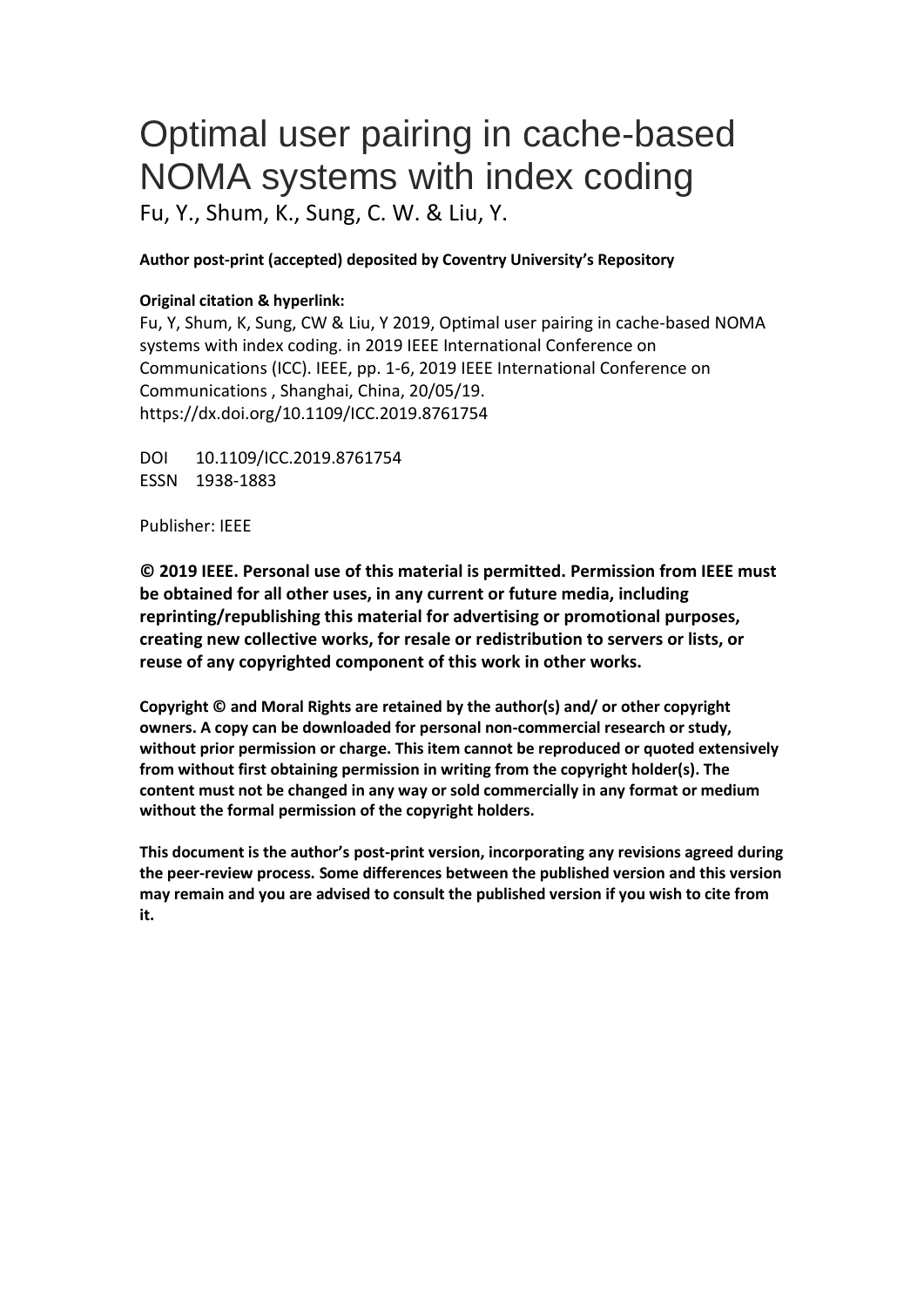# Optimal user pairing in cache-based NOMA systems with index coding

Fu, Y., Shum, K., Sung, C. W. & Liu, Y.

**Author post-print (accepted) deposited by Coventry University's Repository**

**Original citation & hyperlink:**

Fu, Y, Shum, K, Sung, CW & Liu, Y 2019, Optimal user pairing in cache-based NOMA systems with index coding. in 2019 IEEE International Conference on Communications (ICC). IEEE, pp. 1-6, 2019 IEEE International Conference on Communications , Shanghai, China, 20/05/19.
https://dx.doi.org/10.1109/ICC.2019.8761754

DOI 10.1109/ICC.2019.8761754
ESSN 1938-1883

Publisher: IEEE

**© 2019 IEEE. Personal use of this material is permitted. Permission from IEEE must be obtained for all other uses, in any current or future media, including reprinting/republishing this material for advertising or promotional purposes, creating new collective works, for resale or redistribution to servers or lists, or reuse of any copyrighted component of this work in other works.**

**Copyright © and Moral Rights are retained by the author(s) and/ or other copyright owners. A copy can be downloaded for personal non-commercial research or study, without prior permission or charge. This item cannot be reproduced or quoted extensively from without first obtaining permission in writing from the copyright holder(s). The content must not be changed in any way or sold commercially in any format or medium without the formal permission of the copyright holders.**

**This document is the author's post-print version, incorporating any revisions agreed during the peer-review process. Some differences between the published version and this version may remain and you are advised to consult the published version if you wish to cite from it.**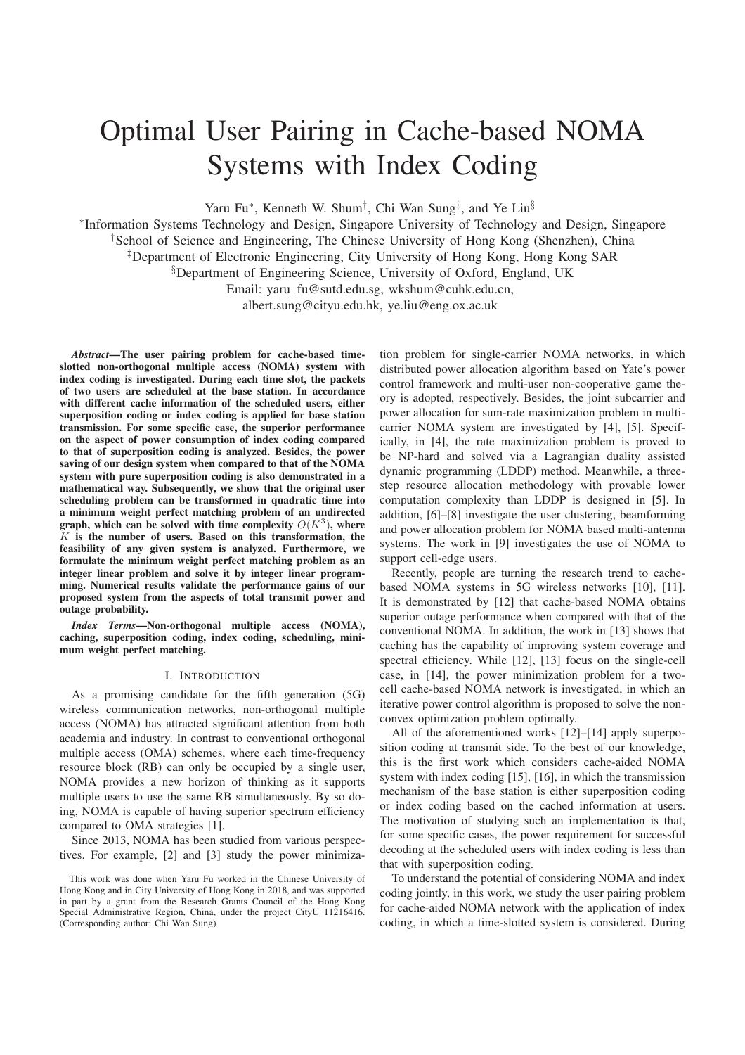# Optimal User Pairing in Cache-based NOMA Systems with Index Coding

Yaru Fu[∗], Kenneth W. Shum[†], Chi Wan Sung[‡], and Ye Liu[§]

[∗]Information Systems Technology and Design, Singapore University of Technology and Design, Singapore
[†]School of Science and Engineering, The Chinese University of Hong Kong (Shenzhen), China
[‡]Department of Electronic Engineering, City University of Hong Kong, Hong Kong SAR
[§]Department of Engineering Science, University of Oxford, England, UK
Email: yaru_fu@sutd.edu.sg, wkshum@cuhk.edu.cn,
albert.sung@cityu.edu.hk, ye.liu@eng.ox.ac.uk

***Abstract*—The user pairing problem for cache-based time-slotted non-orthogonal multiple access (NOMA) system with index coding is investigated. During each time slot, the packets of two users are scheduled at the base station. In accordance with different cache information of the scheduled users, either superposition coding or index coding is applied for base station transmission. For some specific case, the superior performance on the aspect of power consumption of index coding compared to that of superposition coding is analyzed. Besides, the power saving of our design system when compared to that of the NOMA system with pure superposition coding is also demonstrated in a mathematical way. Subsequently, we show that the original user scheduling problem can be transformed in quadratic time into a minimum weight perfect matching problem of an undirected graph, which can be solved with time complexity $O(K^3)$, where $K$ is the number of users. Based on this transformation, the feasibility of any given system is analyzed. Furthermore, we formulate the minimum weight perfect matching problem as an integer linear problem and solve it by integer linear programming. Numerical results validate the performance gains of our proposed system from the aspects of total transmit power and outage probability.**

***Index Terms*—Non-orthogonal multiple access (NOMA), caching, superposition coding, index coding, scheduling, minimum weight perfect matching.**

## I. Introduction

As a promising candidate for the fifth generation (5G) wireless communication networks, non-orthogonal multiple access (NOMA) has attracted significant attention from both academia and industry. In contrast to conventional orthogonal multiple access (OMA) schemes, where each time-frequency resource block (RB) can only be occupied by a single user, NOMA provides a new horizon of thinking as it supports multiple users to use the same RB simultaneously. By so doing, NOMA is capable of having superior spectrum efficiency compared to OMA strategies [1].

Since 2013, NOMA has been studied from various perspectives. For example, [2] and [3] study the power minimization problem for single-carrier NOMA networks, in which distributed power allocation algorithm based on Yate's power control framework and multi-user non-cooperative game theory is adopted, respectively. Besides, the joint subcarrier and power allocation for sum-rate maximization problem in multi-carrier NOMA system are investigated by [4], [5]. Specifically, in [4], the rate maximization problem is proved to be NP-hard and solved via a Lagrangian duality assisted dynamic programming (LDDP) method. Meanwhile, a three-step resource allocation methodology with provable lower computation complexity than LDDP is designed in [5]. In addition, [6]–[8] investigate the user clustering, beamforming and power allocation problem for NOMA based multi-antenna systems. The work in [9] investigates the use of NOMA to support cell-edge users.

Recently, people are turning the research trend to cache-based NOMA systems in 5G wireless networks [10], [11]. It is demonstrated by [12] that cache-based NOMA obtains superior outage performance when compared with that of the conventional NOMA. In addition, the work in [13] shows that caching has the capability of improving system coverage and spectral efficiency. While [12], [13] focus on the single-cell case, in [14], the power minimization problem for a two-cell cache-based NOMA network is investigated, in which an iterative power control algorithm is proposed to solve the non-convex optimization problem optimally.

All of the aforementioned works [12]–[14] apply superposition coding at transmit side. To the best of our knowledge, this is the first work which considers cache-aided NOMA system with index coding [15], [16], in which the transmission mechanism of the base station is either superposition coding or index coding based on the cached information at users. The motivation of studying such an implementation is that, for some specific cases, the power requirement for successful decoding at the scheduled users with index coding is less than that with superposition coding.

To understand the potential of considering NOMA and index coding jointly, in this work, we study the user pairing problem for cache-aided NOMA network with the application of index coding, in which a time-slotted system is considered. During

This work was done when Yaru Fu worked in the Chinese University of Hong Kong and in City University of Hong Kong in 2018, and was supported in part by a grant from the Research Grants Council of the Hong Kong Special Administrative Region, China, under the project CityU 11216416. (Corresponding author: Chi Wan Sung)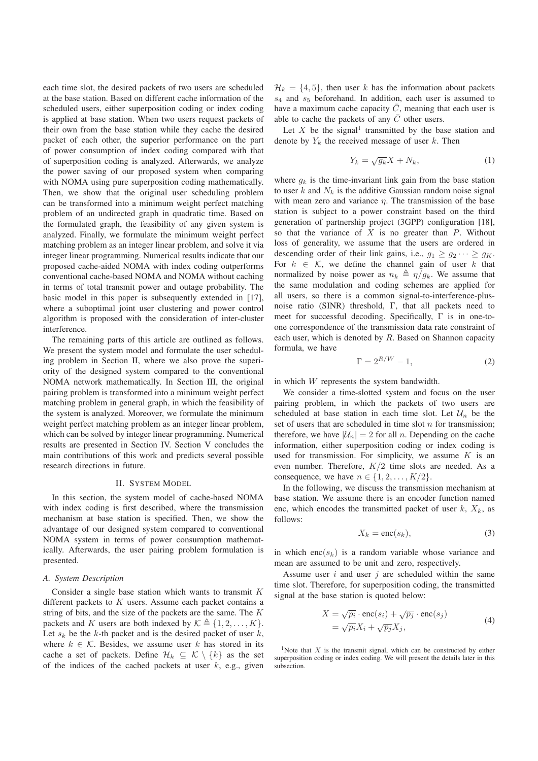each time slot, the desired packets of two users are scheduled at the base station. Based on different cache information of the scheduled users, either superposition coding or index coding is applied at base station. When two users request packets of their own from the base station while they cache the desired packet of each other, the superior performance on the part of power consumption of index coding compared with that of superposition coding is analyzed. Afterwards, we analyze the power saving of our proposed system when comparing with NOMA using pure superposition coding mathematically. Then, we show that the original user scheduling problem can be transformed into a minimum weight perfect matching problem of an undirected graph in quadratic time. Based on the formulated graph, the feasibility of any given system is analyzed. Finally, we formulate the minimum weight perfect matching problem as an integer linear problem, and solve it via integer linear programming. Numerical results indicate that our proposed cache-aided NOMA with index coding outperforms conventional cache-based NOMA and NOMA without caching in terms of total transmit power and outage probability. The basic model in this paper is subsequently extended in [17], where a suboptimal joint user clustering and power control algorithm is proposed with the consideration of inter-cluster interference.

The remaining parts of this article are outlined as follows. We present the system model and formulate the user scheduling problem in Section II, where we also prove the superiority of the designed system compared to the conventional NOMA network mathematically. In Section III, the original pairing problem is transformed into a minimum weight perfect matching problem in general graph, in which the feasibility of the system is analyzed. Moreover, we formulate the minimum weight perfect matching problem as an integer linear problem, which can be solved by integer linear programming. Numerical results are presented in Section IV. Section V concludes the main contributions of this work and predicts several possible research directions in future.

## II. System Model

In this section, the system model of cache-based NOMA with index coding is first described, where the transmission mechanism at base station is specified. Then, we show the advantage of our designed system compared to conventional NOMA system in terms of power consumption mathematically. Afterwards, the user pairing problem formulation is presented.

### A. System Description

Consider a single base station which wants to transmit $K$ different packets to $K$ users. Assume each packet contains a string of bits, and the size of the packets are the same. The $K$ packets and $K$ users are both indexed by $\mathcal{K} \triangleq \{1, 2, \ldots, K\}$. Let $s_k$ be the $k$-th packet and is the desired packet of user $k$, where $k \in \mathcal{K}$. Besides, we assume user $k$ has stored in its cache a set of packets. Define $\mathcal{H}_k \subseteq \mathcal{K} \setminus \{k\}$ as the set of the indices of the cached packets at user $k$, e.g., given $\mathcal{H}_k = \{4, 5\}$, then user $k$ has the information about packets $s_4$ and $s_5$ beforehand. In addition, each user is assumed to have a maximum cache capacity $\bar{C}$, meaning that each user is able to cache the packets of any $\bar{C}$ other users.

Let $X$ be the signal[1] transmitted by the base station and denote by $Y_k$ the received message of user $k$. Then

$$Y_k = \sqrt{g_k} X + N_k, \tag{1}$$

where $g_k$ is the time-invariant link gain from the base station to user $k$ and $N_k$ is the additive Gaussian random noise signal with mean zero and variance $\eta$. The transmission of the base station is subject to a power constraint based on the third generation of partnership project (3GPP) configuration [18], so that the variance of $X$ is no greater than $P$. Without loss of generality, we assume that the users are ordered in descending order of their link gains, i.e., $g_1 \geq g_2 \cdots \geq g_K$. For $k \in \mathcal{K}$, we define the channel gain of user $k$ that normalized by noise power as $n_k \triangleq \eta / g_k$. We assume that the same modulation and coding schemes are applied for all users, so there is a common signal-to-interference-plus-noise ratio (SINR) threshold, $\Gamma$, that all packets need to meet for successful decoding. Specifically, $\Gamma$ is in one-to-one correspondence of the transmission data rate constraint of each user, which is denoted by $R$. Based on Shannon capacity formula, we have

$$\Gamma = 2^{R/W} - 1, \tag{2}$$

in which $W$ represents the system bandwidth.

We consider a time-slotted system and focus on the user pairing problem, in which the packets of two users are scheduled at base station in each time slot. Let $\mathcal{U}_n$ be the set of users that are scheduled in time slot $n$ for transmission; therefore, we have $|\mathcal{U}_n| = 2$ for all $n$. Depending on the cache information, either superposition coding or index coding is used for transmission. For simplicity, we assume $K$ is an even number. Therefore, $K/2$ time slots are needed. As a consequence, we have $n \in \{1, 2, \ldots, K/2\}$.

In the following, we discuss the transmission mechanism at base station. We assume there is an encoder function named enc, which encodes the transmitted packet of user $k$, $X_k$, as follows:

$$X_k = \text{enc}(s_k), \tag{3}$$

in which $\text{enc}(s_k)$ is a random variable whose variance and mean are assumed to be unit and zero, respectively.

Assume user $i$ and user $j$ are scheduled within the same time slot. Therefore, for superposition coding, the transmitted signal at the base station is quoted below:

$$\begin{aligned} X &= \sqrt{p_i} \cdot \text{enc}(s_i) + \sqrt{p_j} \cdot \text{enc}(s_j) \\ &= \sqrt{p_i} X_i + \sqrt{p_j} X_j, \end{aligned} \tag{4}$$

[1] Note that $X$ is the transmit signal, which can be constructed by either superposition coding or index coding. We will present the details later in this subsection.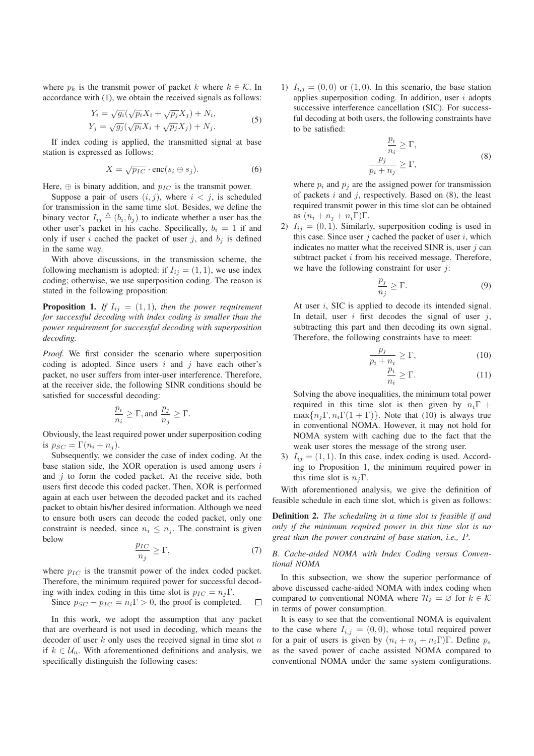where $p_k$ is the transmit power of packet $k$ where $k \in \mathcal{K}$. In accordance with (1), we obtain the received signals as follows:

$$
\begin{aligned}
Y_i &= \sqrt{g_i}(\sqrt{p_i}X_i + \sqrt{p_j}X_j) + N_i, \\
Y_j &= \sqrt{g_j}(\sqrt{p_i}X_i + \sqrt{p_j}X_j) + N_j.
\end{aligned} \tag{5}
$$

If index coding is applied, the transmitted signal at base station is expressed as follows:

$$
X = \sqrt{p_{IC}} \cdot \mathrm{enc}(s_i \oplus s_j). \tag{6}
$$

Here, $\oplus$ is binary addition, and $p_{IC}$ is the transmit power.

Suppose a pair of users $(i, j)$, where $i < j$, is scheduled for transmission in the same time slot. Besides, we define the binary vector $I_{ij} \triangleq (b_i, b_j)$ to indicate whether a user has the other user's packet in his cache. Specifically, $b_i = 1$ if and only if user $i$ cached the packet of user $j$, and $b_j$ is defined in the same way.

With above discussions, in the transmission scheme, the following mechanism is adopted: if $I_{ij} = (1, 1)$, we use index coding; otherwise, we use superposition coding. The reason is stated in the following proposition:

**Proposition 1.** *If $I_{ij} = (1, 1)$, then the power requirement for successful decoding with index coding is smaller than the power requirement for successful decoding with superposition decoding.*

*Proof.* We first consider the scenario where superposition coding is adopted. Since users $i$ and $j$ have each other's packet, no user suffers from inter-user interference. Therefore, at the receiver side, the following SINR conditions should be satisfied for successful decoding:

$$
\frac{p_i}{n_i} \geq \Gamma, \text{and } \frac{p_j}{n_j} \geq \Gamma.
$$

Obviously, the least required power under superposition coding is $p_{SC} = \Gamma(n_i + n_j)$.

Subsequently, we consider the case of index coding. At the base station side, the XOR operation is used among users $i$ and $j$ to form the coded packet. At the receive side, both users first decode this coded packet. Then, XOR is performed again at each user between the decoded packet and its cached packet to obtain his/her desired information. Although we need to ensure both users can decode the coded packet, only one constraint is needed, since $n_i \leq n_j$. The constraint is given below

$$
\frac{p_{IC}}{n_j} \geq \Gamma, \tag{7}
$$

where $p_{IC}$ is the transmit power of the index coded packet. Therefore, the minimum required power for successful decoding with index coding in this time slot is $p_{IC} = n_j\Gamma$.

Since $p_{SC} - p_{IC} = n_i\Gamma > 0$, the proof is completed. $\square$

In this work, we adopt the assumption that any packet that are overheard is not used in decoding, which means the decoder of user $k$ only uses the received signal in time slot $n$ if $k \in \mathcal{U}_n$. With aforementioned definitions and analysis, we specifically distinguish the following cases:

1) $I_{i,j} = (0, 0)$ or $(1, 0)$. In this scenario, the base station applies superposition coding. In addition, user $i$ adopts successive interference cancellation (SIC). For successful decoding at both users, the following constraints have to be satisfied:

$$
\begin{aligned}
\frac{p_i}{n_i} &\geq \Gamma, \\
\frac{p_j}{p_i + n_j} &\geq \Gamma,
\end{aligned} \tag{8}
$$

where $p_i$ and $p_j$ are the assigned power for transmission of packets $i$ and $j$, respectively. Based on (8), the least required transmit power in this time slot can be obtained as $(n_i + n_j + n_i\Gamma)\Gamma$.

2) $I_{ij} = (0, 1)$. Similarly, superposition coding is used in this case. Since user $j$ cached the packet of user $i$, which indicates no matter what the received SINR is, user $j$ can subtract packet $i$ from his received message. Therefore, we have the following constraint for user $j$:

$$
\frac{p_j}{n_j} \geq \Gamma. \tag{9}
$$

At user $i$, SIC is applied to decode its intended signal. In detail, user $i$ first decodes the signal of user $j$, subtracting this part and then decoding its own signal. Therefore, the following constraints have to meet:

$$
\frac{p_j}{p_i + n_i} \geq \Gamma, \tag{10}
$$

$$
\frac{p_i}{n_i} \geq \Gamma. \tag{11}
$$

Solving the above inequalities, the minimum total power required in this time slot is then given by $n_i\Gamma + \max\{n_j\Gamma, n_i\Gamma(1 + \Gamma)\}$. Note that (10) is always true in conventional NOMA. However, it may not hold for NOMA system with caching due to the fact that the weak user stores the message of the strong user.

3) $I_{ij} = (1, 1)$. In this case, index coding is used. According to Proposition 1, the minimum required power in this time slot is $n_j\Gamma$.

With aforementioned analysis, we give the definition of feasible schedule in each time slot, which is given as follows:

**Definition 2.** *The scheduling in a time slot is feasible if and only if the minimum required power in this time slot is no great than the power constraint of base station, i.e., $P$.*

### *B. Cache-aided NOMA with Index Coding versus Conventional NOMA*

In this subsection, we show the superior performance of above discussed cache-aided NOMA with index coding when compared to conventional NOMA where $\mathcal{H}_k = \varnothing$ for $k \in \mathcal{K}$ in terms of power consumption.

It is easy to see that the conventional NOMA is equivalent to the case where $I_{i,j} = (0, 0)$, whose total required power for a pair of users is given by $(n_i + n_j + n_i\Gamma)\Gamma$. Define $p_s$ as the saved power of cache assisted NOMA compared to conventional NOMA under the same system configurations.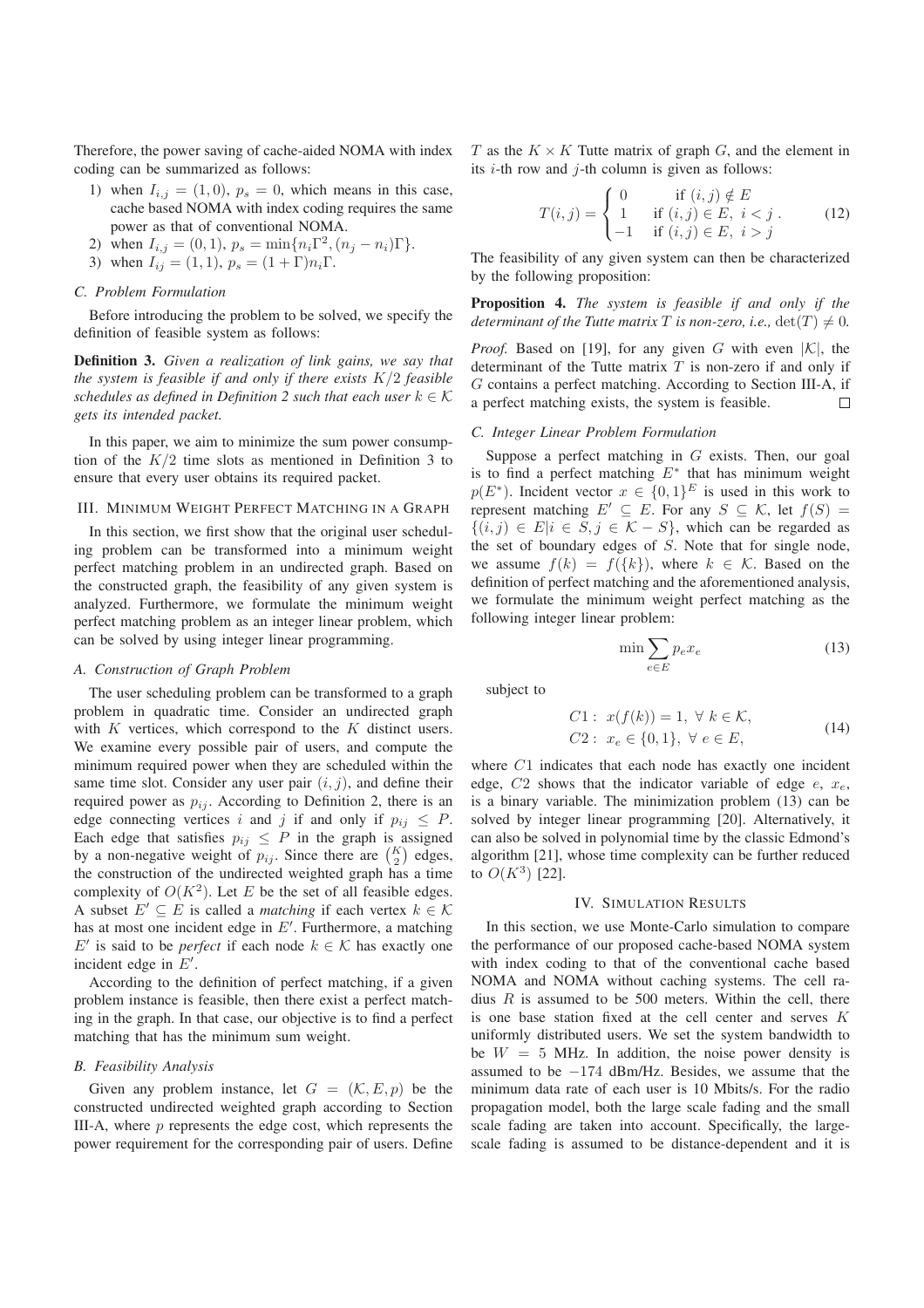Therefore, the power saving of cache-aided NOMA with index coding can be summarized as follows:

1) when $I_{i,j} = (1, 0)$, $p_s = 0$, which means in this case, cache based NOMA with index coding requires the same power as that of conventional NOMA.
2) when $I_{i,j} = (0, 1)$, $p_s = \min\{n_i\Gamma^2, (n_j - n_i)\Gamma\}$.
3) when $I_{ij} = (1, 1)$, $p_s = (1 + \Gamma)n_i\Gamma$.

### C. Problem Formulation

Before introducing the problem to be solved, we specify the definition of feasible system as follows:

**Definition 3.** *Given a realization of link gains, we say that the system is feasible if and only if there exists $K/2$ feasible schedules as defined in Definition 2 such that each user $k \in \mathcal{K}$ gets its intended packet.*

In this paper, we aim to minimize the sum power consumption of the $K/2$ time slots as mentioned in Definition 3 to ensure that every user obtains its required packet.

## III. Minimum Weight Perfect Matching in a Graph

In this section, we first show that the original user scheduling problem can be transformed into a minimum weight perfect matching problem in an undirected graph. Based on the constructed graph, the feasibility of any given system is analyzed. Furthermore, we formulate the minimum weight perfect matching problem as an integer linear problem, which can be solved by using integer linear programming.

### A. Construction of Graph Problem

The user scheduling problem can be transformed to a graph problem in quadratic time. Consider an undirected graph with $K$ vertices, which correspond to the $K$ distinct users. We examine every possible pair of users, and compute the minimum required power when they are scheduled within the same time slot. Consider any user pair $(i, j)$, and define their required power as $p_{ij}$. According to Definition 2, there is an edge connecting vertices $i$ and $j$ if and only if $p_{ij} \le P$. Each edge that satisfies $p_{ij} \le P$ in the graph is assigned by a non-negative weight of $p_{ij}$. Since there are $\binom{K}{2}$ edges, the construction of the undirected weighted graph has a time complexity of $O(K^2)$. Let $E$ be the set of all feasible edges. A subset $E' \subseteq E$ is called a *matching* if each vertex $k \in \mathcal{K}$ has at most one incident edge in $E'$. Furthermore, a matching $E'$ is said to be *perfect* if each node $k \in \mathcal{K}$ has exactly one incident edge in $E'$.

According to the definition of perfect matching, if a given problem instance is feasible, then there exist a perfect matching in the graph. In that case, our objective is to find a perfect matching that has the minimum sum weight.

### B. Feasibility Analysis

Given any problem instance, let $G = (\mathcal{K}, E, p)$ be the constructed undirected weighted graph according to Section III-A, where $p$ represents the edge cost, which represents the power requirement for the corresponding pair of users. Define $T$ as the $K \times K$ Tutte matrix of graph $G$, and the element in its $i$-th row and $j$-th column is given as follows:

$$T(i,j) = \begin{cases} 0 & \text{if } (i,j) \notin E \\ 1 & \text{if } (i,j) \in E,\ i < j \\ -1 & \text{if } (i,j) \in E,\ i > j \end{cases}. \tag{12}$$

The feasibility of any given system can then be characterized by the following proposition:

**Proposition 4.** *The system is feasible if and only if the determinant of the Tutte matrix $T$ is non-zero, i.e., $\det(T) \neq 0$.*

*Proof.* Based on [19], for any given $G$ with even $|\mathcal{K}|$, the determinant of the Tutte matrix $T$ is non-zero if and only if $G$ contains a perfect matching. According to Section III-A, if a perfect matching exists, the system is feasible. □

### C. Integer Linear Problem Formulation

Suppose a perfect matching in $G$ exists. Then, our goal is to find a perfect matching $E^*$ that has minimum weight $p(E^*)$. Incident vector $x \in \{0,1\}^E$ is used in this work to represent matching $E' \subseteq E$. For any $S \subseteq \mathcal{K}$, let $f(S) = \{(i,j) \in E | i \in S, j \in \mathcal{K} - S\}$, which can be regarded as the set of boundary edges of $S$. Note that for single node, we assume $f(k) = f(\{k\})$, where $k \in \mathcal{K}$. Based on the definition of perfect matching and the aforementioned analysis, we formulate the minimum weight perfect matching as the following integer linear problem:

$$\min \sum_{e \in E} p_e x_e \tag{13}$$

subject to

$$\begin{aligned} C1:&\ x(f(k)) = 1,\ \forall\ k \in \mathcal{K}, \\ C2:&\ x_e \in \{0,1\},\ \forall\ e \in E, \end{aligned} \tag{14}$$

where $C1$ indicates that each node has exactly one incident edge, $C2$ shows that the indicator variable of edge $e$, $x_e$, is a binary variable. The minimization problem (13) can be solved by integer linear programming [20]. Alternatively, it can also be solved in polynomial time by the classic Edmond's algorithm [21], whose time complexity can be further reduced to $O(K^3)$ [22].

## IV. Simulation Results

In this section, we use Monte-Carlo simulation to compare the performance of our proposed cache-based NOMA system with index coding to that of the conventional cache based NOMA and NOMA without caching systems. The cell radius $R$ is assumed to be 500 meters. Within the cell, there is one base station fixed at the cell center and serves $K$ uniformly distributed users. We set the system bandwidth to be $W = 5$ MHz. In addition, the noise power density is assumed to be $-174$ dBm/Hz. Besides, we assume that the minimum data rate of each user is 10 Mbits/s. For the radio propagation model, both the large scale fading and the small scale fading are taken into account. Specifically, the large-scale fading is assumed to be distance-dependent and it is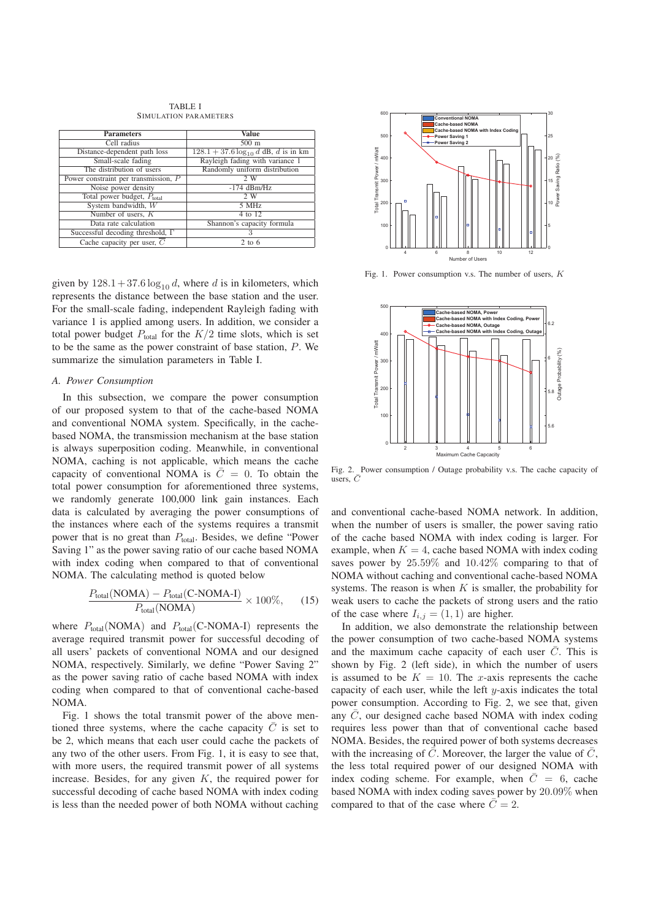TABLE I
SIMULATION PARAMETERS

| Parameters | Value |
|---|---|
| Cell radius | 500 m |
| Distance-dependent path loss | $128.1 + 37.6\log_{10} d$ dB, $d$ is in km |
| Small-scale fading | Rayleigh fading with variance 1 |
| The distribution of users | Randomly uniform distribution |
| Power constraint per transmission, $P$ | 2 W |
| Noise power density | -174 dBm/Hz |
| Total power budget, $P_{\text{total}}$ | 2 W |
| System bandwidth, $W$ | 5 MHz |
| Number of users, $K$ | 4 to 12 |
| Data rate calculation | Shannon's capacity formula |
| Successful decoding threshold, $\Gamma$ | 3 |
| Cache capacity per user, $\bar{C}$ | 2 to 6 |

given by $128.1+37.6\log_{10} d$, where $d$ is in kilometers, which represents the distance between the base station and the user. For the small-scale fading, independent Rayleigh fading with variance 1 is applied among users. In addition, we consider a total power budget $P_{\text{total}}$ for the $K/2$ time slots, which is set to be the same as the power constraint of base station, $P$. We summarize the simulation parameters in Table I.

### A. Power Consumption

In this subsection, we compare the power consumption of our proposed system to that of the cache-based NOMA and conventional NOMA system. Specifically, in the cache-based NOMA, the transmission mechanism at the base station is always superposition coding. Meanwhile, in conventional NOMA, caching is not applicable, which means the cache capacity of conventional NOMA is $\bar{C} = 0$. To obtain the total power consumption for aforementioned three systems, we randomly generate 100,000 link gain instances. Each data is calculated by averaging the power consumptions of the instances where each of the systems requires a transmit power that is no great than $P_{\text{total}}$. Besides, we define "Power Saving 1" as the power saving ratio of our cache based NOMA with index coding when compared to that of conventional NOMA. The calculating method is quoted below

$$\frac{P_{\text{total}}(\text{NOMA}) - P_{\text{total}}(\text{C-NOMA-I})}{P_{\text{total}}(\text{NOMA})} \times 100\%, \qquad (15)$$

where $P_{\text{total}}(\text{NOMA})$ and $P_{\text{total}}(\text{C-NOMA-I})$ represents the average required transmit power for successful decoding of all users' packets of conventional NOMA and our designed NOMA, respectively. Similarly, we define "Power Saving 2" as the power saving ratio of cache based NOMA with index coding when compared to that of conventional cache-based NOMA.

Fig. 1 shows the total transmit power of the above mentioned three systems, where the cache capacity $\bar{C}$ is set to be 2, which means that each user could cache the packets of any two of the other users. From Fig. 1, it is easy to see that, with more users, the required transmit power of all systems increase. Besides, for any given $K$, the required power for successful decoding of cache based NOMA with index coding is less than the needed power of both NOMA without caching and conventional cache-based NOMA network. In addition, when the number of users is smaller, the power saving ratio of the cache based NOMA with index coding is larger. For example, when $K = 4$, cache based NOMA with index coding saves power by $25.59\%$ and $10.42\%$ comparing to that of NOMA without caching and conventional cache-based NOMA systems. The reason is when $K$ is smaller, the probability for weak users to cache the packets of strong users and the ratio of the case where $I_{i,j} = (1, 1)$ are higher.

Fig. 1. Power consumption v.s. The number of users, $K$

Fig. 2. Power consumption / Outage probability v.s. The cache capacity of users, $\bar{C}$

In addition, we also demonstrate the relationship between the power consumption of two cache-based NOMA systems and the maximum cache capacity of each user $\bar{C}$. This is shown by Fig. 2 (left side), in which the number of users is assumed to be $K = 10$. The $x$-axis represents the cache capacity of each user, while the left $y$-axis indicates the total power consumption. According to Fig. 2, we see that, given any $\bar{C}$, our designed cache based NOMA with index coding requires less power than that of conventional cache based NOMA. Besides, the required power of both systems decreases with the increasing of $\bar{C}$. Moreover, the larger the value of $\bar{C}$, the less total required power of our designed NOMA with index coding scheme. For example, when $\bar{C} = 6$, cache based NOMA with index coding saves power by $20.09\%$ when compared to that of the case where $\bar{C} = 2$.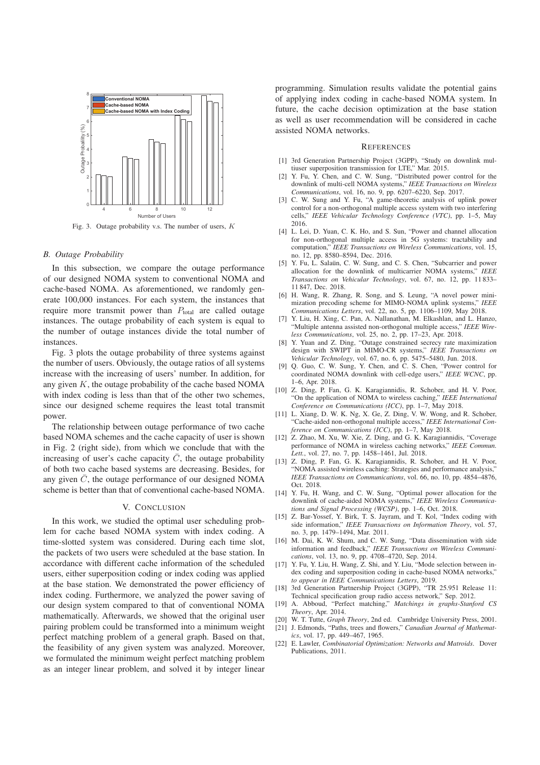Conventional NOMA
Cache-based NOMA
Cache-based NOMA with Index Coding
Outage Probability (%)
Number of Users
0
1
2
3
4
5
6
7
8
4
6
8
10
12

Fig. 3. Outage probability v.s. The number of users, $K$

### B. Outage Probability

In this subsection, we compare the outage performance of our designed NOMA system to conventional NOMA and cache-based NOMA. As aforementioned, we randomly generate 100,000 instances. For each system, the instances that require more transmit power than $P_{\text{total}}$ are called outage instances. The outage probability of each system is equal to the number of outage instances divide the total number of instances.

Fig. 3 plots the outage probability of three systems against the number of users. Obviously, the outage ratios of all systems increase with the increasing of users' number. In addition, for any given $K$, the outage probability of the cache based NOMA with index coding is less than that of the other two schemes, since our designed scheme requires the least total transmit power.

The relationship between outage performance of two cache based NOMA schemes and the cache capacity of user is shown in Fig. 2 (right side), from which we conclude that with the increasing of user's cache capacity $\bar{C}$, the outage probability of both two cache based systems are decreasing. Besides, for any given $\bar{C}$, the outage performance of our designed NOMA scheme is better than that of conventional cache-based NOMA.

## V. Conclusion

In this work, we studied the optimal user scheduling problem for cache based NOMA system with index coding. A time-slotted system was considered. During each time slot, the packets of two users were scheduled at the base station. In accordance with different cache information of the scheduled users, either superposition coding or index coding was applied at the base station. We demonstrated the power efficiency of index coding. Furthermore, we analyzed the power saving of our design system compared to that of conventional NOMA mathematically. Afterwards, we showed that the original user pairing problem could be transformed into a minimum weight perfect matching problem of a general graph. Based on that, the feasibility of any given system was analyzed. Moreover, we formulated the minimum weight perfect matching problem as an integer linear problem, and solved it by integer linear programming. Simulation results validate the potential gains of applying index coding in cache-based NOMA system. In future, the cache decision optimization at the base station as well as user recommendation will be considered in cache assisted NOMA networks.

## References

[1] 3rd Generation Partnership Project (3GPP), "Study on downlink multiuser superposition transmission for LTE," Mar. 2015.

[2] Y. Fu, Y. Chen, and C. W. Sung, "Distributed power control for the downlink of multi-cell NOMA systems," *IEEE Transactions on Wireless Communications*, vol. 16, no. 9, pp. 6207–6220, Sep. 2017.

[3] C. W. Sung and Y. Fu, "A game-theoretic analysis of uplink power control for a non-orthogonal multiple access system with two interfering cells," *IEEE Vehicular Technology Conference (VTC)*, pp. 1–5, May 2016.

[4] L. Lei, D. Yuan, C. K. Ho, and S. Sun, "Power and channel allocation for non-orthogonal multiple access in 5G systems: tractability and computation," *IEEE Transactions on Wireless Communications*, vol. 15, no. 12, pp. 8580–8594, Dec. 2016.

[5] Y. Fu, L. Salaün, C. W. Sung, and C. S. Chen, "Subcarrier and power allocation for the downlink of multicarrier NOMA systems," *IEEE Transactions on Vehicular Technology*, vol. 67, no. 12, pp. 11 833–11 847, Dec. 2018.

[6] H. Wang, R. Zhang, R. Song, and S. Leung, "A novel power minimization precoding scheme for MIMO-NOMA uplink systems," *IEEE Communications Letters*, vol. 22, no. 5, pp. 1106–1109, May 2018.

[7] Y. Liu, H. Xing, C. Pan, A. Nallanathan, M. Elkashlan, and L. Hanzo, "Multiple antenna assisted non-orthogonal multiple access," *IEEE Wireless Communications*, vol. 25, no. 2, pp. 17–23, Apr. 2018.

[8] Y. Yuan and Z. Ding, "Outage constrained secrecy rate maximization design with SWIPT in MIMO-CR systems," *IEEE Transactions on Vehicular Technology*, vol. 67, no. 6, pp. 5475–5480, Jun. 2018.

[9] Q. Guo, C. W. Sung, Y. Chen, and C. S. Chen, "Power control for coordinated NOMA downlink with cell-edge users," *IEEE WCNC*, pp. 1–6, Apr. 2018.

[10] Z. Ding, P. Fan, G. K. Karagiannidis, R. Schober, and H. V. Poor, "On the application of NOMA to wireless caching," *IEEE International Conference on Communications (ICC)*, pp. 1–7, May 2018.

[11] L. Xiang, D. W. K. Ng, X. Ge, Z. Ding, V. W. Wong, and R. Schober, "Cache-aided non-orthogonal multiple access," *IEEE International Conference on Communications (ICC)*, pp. 1–7, May 2018.

[12] Z. Zhao, M. Xu, W. Xie, Z. Ding, and G. K. Karagiannidis, "Coverage performance of NOMA in wireless caching networks," *IEEE Commun. Lett.*, vol. 27, no. 7, pp. 1458–1461, Jul. 2018.

[13] Z. Ding, P. Fan, G. K. Karagiannidis, R. Schober, and H. V. Poor, "NOMA assisted wireless caching: Strategies and performance analysis," *IEEE Transactions on Communications*, vol. 66, no. 10, pp. 4854–4876, Oct. 2018.

[14] Y. Fu, H. Wang, and C. W. Sung, "Optimal power allocation for the downlink of cache-aided NOMA systems," *IEEE Wireless Communications and Signal Processing (WCSP)*, pp. 1–6, Oct. 2018.

[15] Z. Bar-Yossef, Y. Birk, T. S. Jayram, and T. Kol, "Index coding with side information," *IEEE Transactions on Information Theory*, vol. 57, no. 3, pp. 1479–1494, Mar. 2011.

[16] M. Dai, K. W. Shum, and C. W. Sung, "Data dissemination with side information and feedback," *IEEE Transactions on Wireless Communications*, vol. 13, no. 9, pp. 4708–4720, Sep. 2014.

[17] Y. Fu, Y. Liu, H. Wang, Z. Shi, and Y. Liu, "Mode selection between index coding and superposition coding in cache-based NOMA networks," *to appear in IEEE Communications Letters*, 2019.

[18] 3rd Generation Partnership Project (3GPP), "TR 25.951 Release 11: Technical specification group radio access network," Sep. 2012.

[19] A. Abboud, "Perfect matching," *Matchings in graphs-Stanford CS Theory*, Apr. 2014.

[20] W. T. Tutte, *Graph Theory*, 2nd ed. Cambridge University Press, 2001.

[21] J. Edmonds, "Paths, trees and flowers," *Canadian Journal of Mathematics*, vol. 17, pp. 449–467, 1965.

[22] E. Lawler, *Combinatorial Optimization: Networks and Matroids*. Dover Publications, 2011.